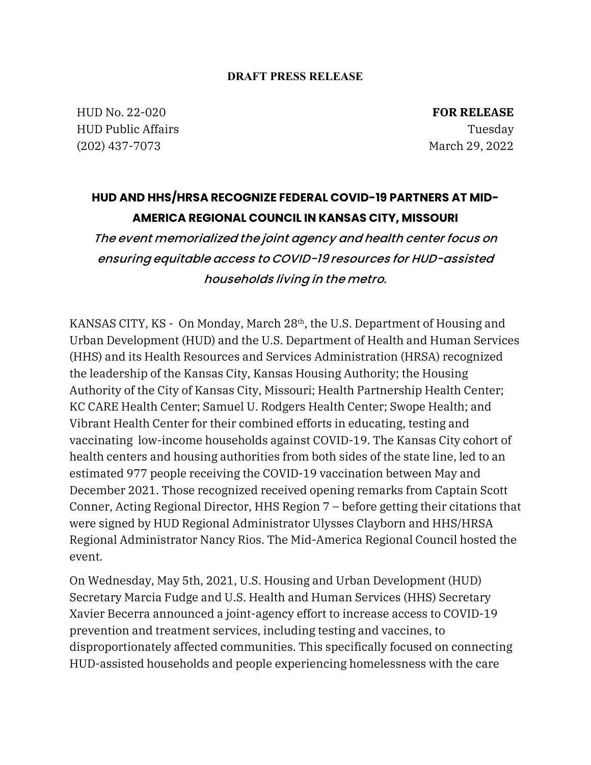**DRAFT PRESS RELEASE**

HUD No. 22-020
HUD Public Affairs
(202) 437-7073

**FOR RELEASE**
Tuesday
March 29, 2022

# HUD AND HHS/HRSA RECOGNIZE FEDERAL COVID-19 PARTNERS AT MID-AMERICA REGIONAL COUNCIL IN KANSAS CITY, MISSOURI

*The event memorialized the joint agency and health center focus on ensuring equitable access to COVID-19 resources for HUD-assisted households living in the metro.*

KANSAS CITY, KS - On Monday, March 28th, the U.S. Department of Housing and Urban Development (HUD) and the U.S. Department of Health and Human Services (HHS) and its Health Resources and Services Administration (HRSA) recognized the leadership of the Kansas City, Kansas Housing Authority; the Housing Authority of the City of Kansas City, Missouri; Health Partnership Health Center; KC CARE Health Center; Samuel U. Rodgers Health Center; Swope Health; and Vibrant Health Center for their combined efforts in educating, testing and vaccinating low-income households against COVID-19. The Kansas City cohort of health centers and housing authorities from both sides of the state line, led to an estimated 977 people receiving the COVID-19 vaccination between May and December 2021. Those recognized received opening remarks from Captain Scott Conner, Acting Regional Director, HHS Region 7 – before getting their citations that were signed by HUD Regional Administrator Ulysses Clayborn and HHS/HRSA Regional Administrator Nancy Rios. The Mid-America Regional Council hosted the event.

On Wednesday, May 5th, 2021, U.S. Housing and Urban Development (HUD) Secretary Marcia Fudge and U.S. Health and Human Services (HHS) Secretary Xavier Becerra announced a joint-agency effort to increase access to COVID-19 prevention and treatment services, including testing and vaccines, to disproportionately affected communities. This specifically focused on connecting HUD-assisted households and people experiencing homelessness with the care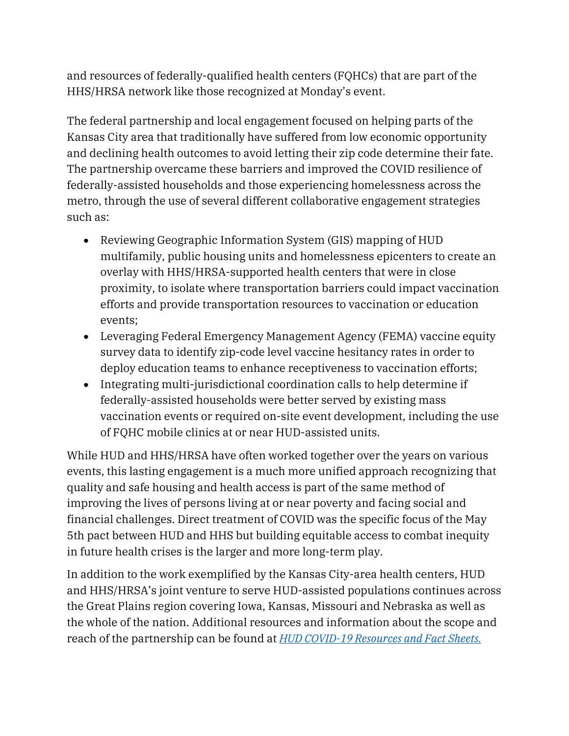and resources of federally-qualified health centers (FQHCs) that are part of the HHS/HRSA network like those recognized at Monday's event.

The federal partnership and local engagement focused on helping parts of the Kansas City area that traditionally have suffered from low economic opportunity and declining health outcomes to avoid letting their zip code determine their fate. The partnership overcame these barriers and improved the COVID resilience of federally-assisted households and those experiencing homelessness across the metro, through the use of several different collaborative engagement strategies such as:

- Reviewing Geographic Information System (GIS) mapping of HUD multifamily, public housing units and homelessness epicenters to create an overlay with HHS/HRSA-supported health centers that were in close proximity, to isolate where transportation barriers could impact vaccination efforts and provide transportation resources to vaccination or education events;
- Leveraging Federal Emergency Management Agency (FEMA) vaccine equity survey data to identify zip-code level vaccine hesitancy rates in order to deploy education teams to enhance receptiveness to vaccination efforts;
- Integrating multi-jurisdictional coordination calls to help determine if federally-assisted households were better served by existing mass vaccination events or required on-site event development, including the use of FQHC mobile clinics at or near HUD-assisted units.

While HUD and HHS/HRSA have often worked together over the years on various events, this lasting engagement is a much more unified approach recognizing that quality and safe housing and health access is part of the same method of improving the lives of persons living at or near poverty and facing social and financial challenges. Direct treatment of COVID was the specific focus of the May 5th pact between HUD and HHS but building equitable access to combat inequity in future health crises is the larger and more long-term play.

In addition to the work exemplified by the Kansas City-area health centers, HUD and HHS/HRSA's joint venture to serve HUD-assisted populations continues across the Great Plains region covering Iowa, Kansas, Missouri and Nebraska as well as the whole of the nation. Additional resources and information about the scope and reach of the partnership can be found at *HUD COVID-19 Resources and Fact Sheets.*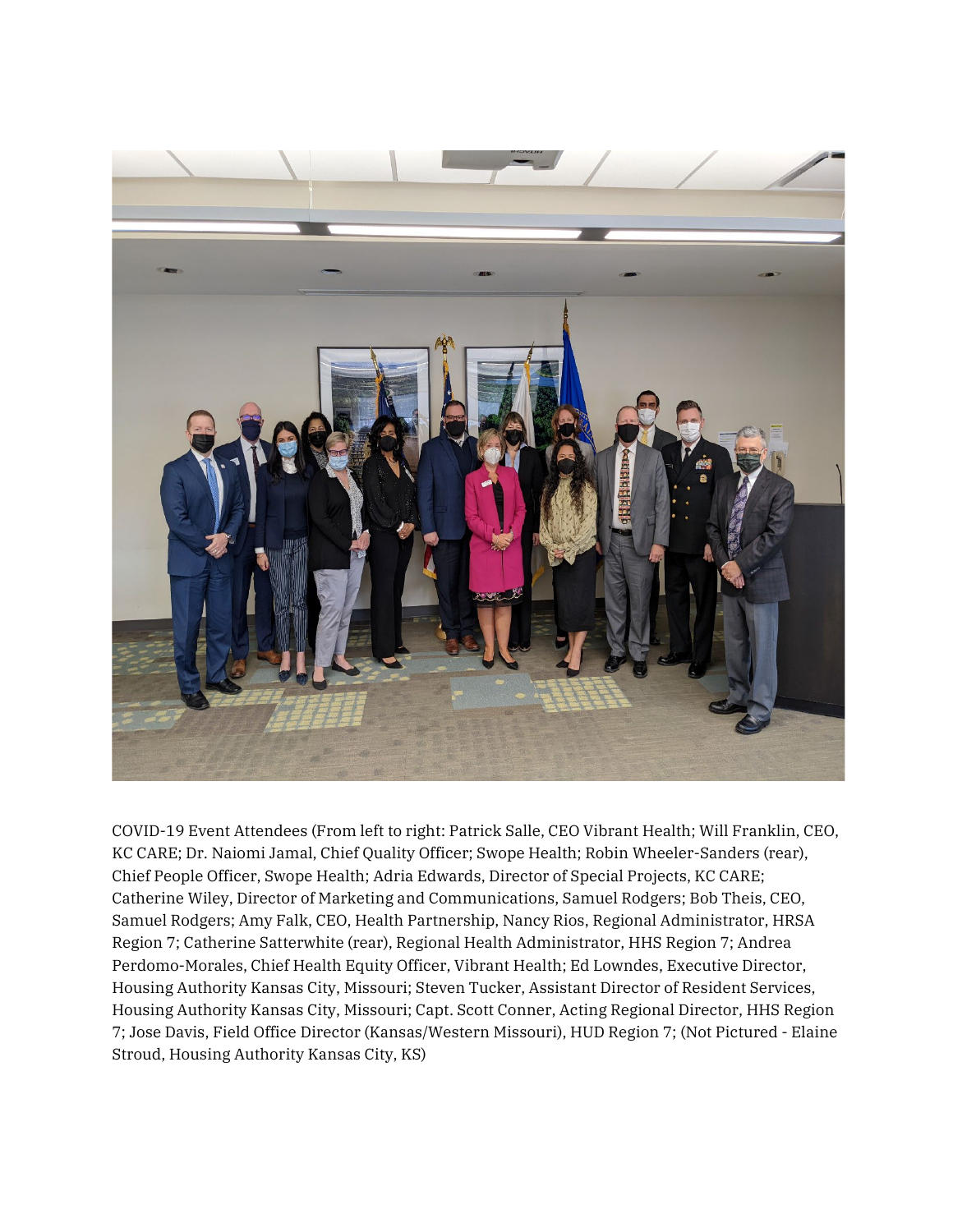COVID-19 Event Attendees (From left to right: Patrick Salle, CEO Vibrant Health; Will Franklin, CEO, KC CARE; Dr. Naiomi Jamal, Chief Quality Officer; Swope Health; Robin Wheeler-Sanders (rear), Chief People Officer, Swope Health; Adria Edwards, Director of Special Projects, KC CARE; Catherine Wiley, Director of Marketing and Communications, Samuel Rodgers; Bob Theis, CEO, Samuel Rodgers; Amy Falk, CEO, Health Partnership, Nancy Rios, Regional Administrator, HRSA Region 7; Catherine Satterwhite (rear), Regional Health Administrator, HHS Region 7; Andrea Perdomo-Morales, Chief Health Equity Officer, Vibrant Health; Ed Lowndes, Executive Director, Housing Authority Kansas City, Missouri; Steven Tucker, Assistant Director of Resident Services, Housing Authority Kansas City, Missouri; Capt. Scott Conner, Acting Regional Director, HHS Region 7; Jose Davis, Field Office Director (Kansas/Western Missouri), HUD Region 7; (Not Pictured - Elaine Stroud, Housing Authority Kansas City, KS)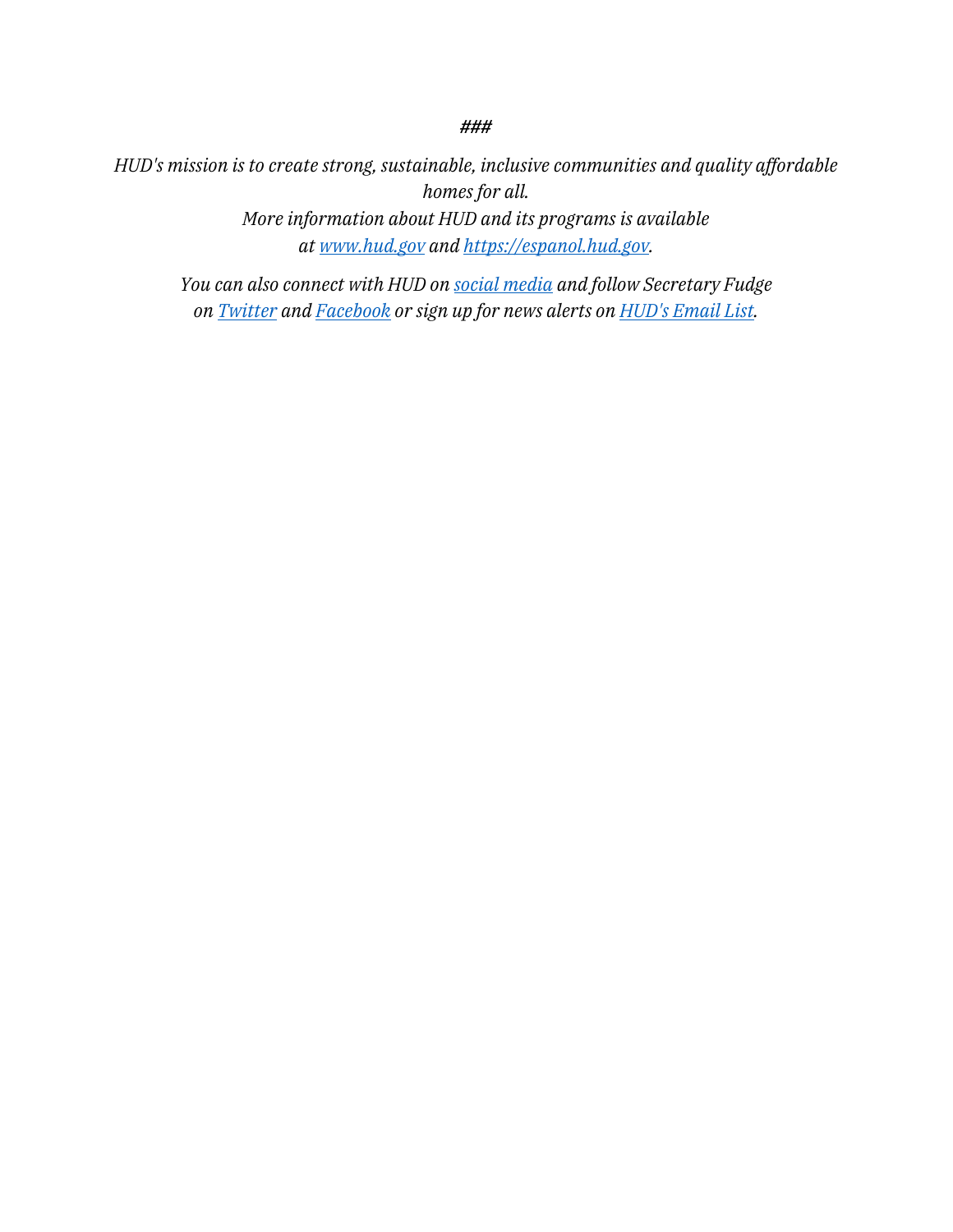*###*

*HUD's mission is to create strong, sustainable, inclusive communities and quality affordable homes for all.*
*More information about HUD and its programs is available at [www.hud.gov](www.hud.gov) and [https://espanol.hud.gov](https://espanol.hud.gov).*

*You can also connect with HUD on social media and follow Secretary Fudge on Twitter and Facebook or sign up for news alerts on HUD's Email List.*